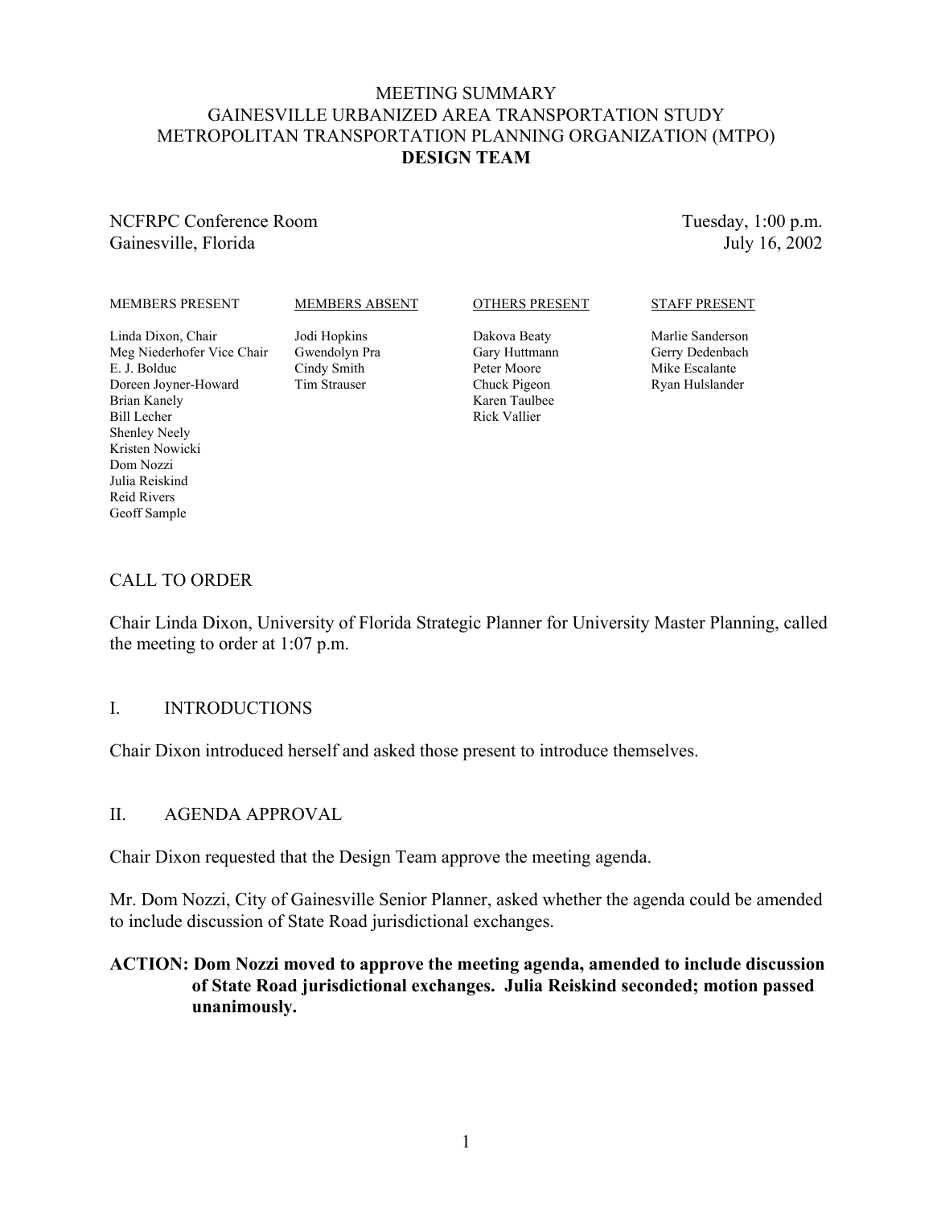# MEETING SUMMARY
# GAINESVILLE URBANIZED AREA TRANSPORTATION STUDY
# METROPOLITAN TRANSPORTATION PLANNING ORGANIZATION (MTPO)
# DESIGN TEAM

NCFRPC Conference Room
Gainesville, Florida

Tuesday, 1:00 p.m.
July 16, 2002

| MEMBERS PRESENT | MEMBERS ABSENT | OTHERS PRESENT | STAFF PRESENT |
|---|---|---|---|
| Linda Dixon, Chair | Jodi Hopkins | Dakova Beaty | Marlie Sanderson |
| Meg Niederhofer Vice Chair | Gwendolyn Pra | Gary Huttmann | Gerry Dedenbach |
| E. J. Bolduc | Cindy Smith | Peter Moore | Mike Escalante |
| Doreen Joyner-Howard | Tim Strauser | Chuck Pigeon | Ryan Hulslander |
| Brian Kanely | | Karen Taulbee | |
| Bill Lecher | | Rick Vallier | |
| Shenley Neely | | | |
| Kristen Nowicki | | | |
| Dom Nozzi | | | |
| Julia Reiskind | | | |
| Reid Rivers | | | |
| Geoff Sample | | | |

## CALL TO ORDER

Chair Linda Dixon, University of Florida Strategic Planner for University Master Planning, called the meeting to order at 1:07 p.m.

## I. INTRODUCTIONS

Chair Dixon introduced herself and asked those present to introduce themselves.

## II. AGENDA APPROVAL

Chair Dixon requested that the Design Team approve the meeting agenda.

Mr. Dom Nozzi, City of Gainesville Senior Planner, asked whether the agenda could be amended to include discussion of State Road jurisdictional exchanges.

**ACTION: Dom Nozzi moved to approve the meeting agenda, amended to include discussion of State Road jurisdictional exchanges. Julia Reiskind seconded; motion passed unanimously.**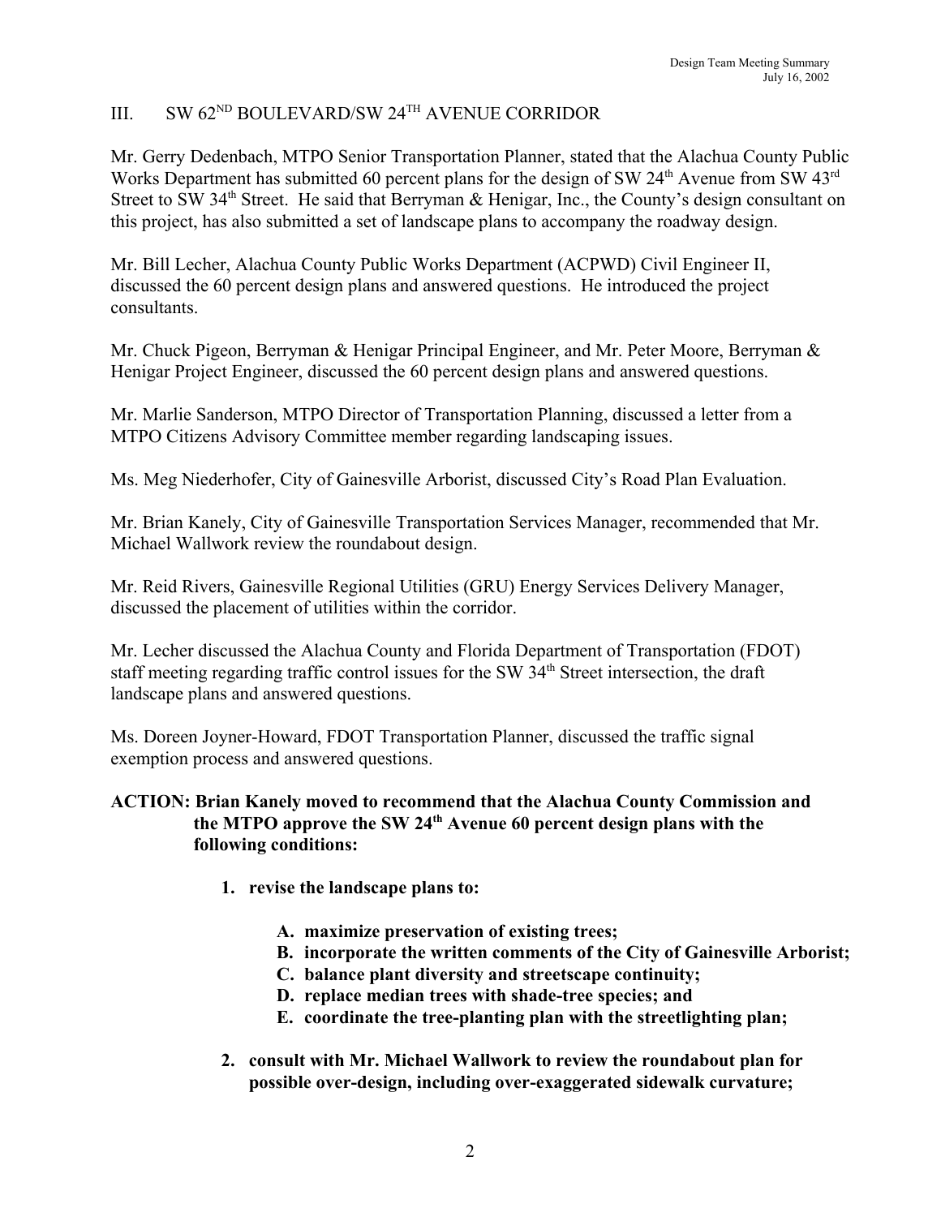## III. SW 62ND BOULEVARD/SW 24TH AVENUE CORRIDOR

Mr. Gerry Dedenbach, MTPO Senior Transportation Planner, stated that the Alachua County Public Works Department has submitted 60 percent plans for the design of SW 24th Avenue from SW 43rd Street to SW 34th Street. He said that Berryman & Henigar, Inc., the County's design consultant on this project, has also submitted a set of landscape plans to accompany the roadway design.

Mr. Bill Lecher, Alachua County Public Works Department (ACPWD) Civil Engineer II, discussed the 60 percent design plans and answered questions. He introduced the project consultants.

Mr. Chuck Pigeon, Berryman & Henigar Principal Engineer, and Mr. Peter Moore, Berryman & Henigar Project Engineer, discussed the 60 percent design plans and answered questions.

Mr. Marlie Sanderson, MTPO Director of Transportation Planning, discussed a letter from a MTPO Citizens Advisory Committee member regarding landscaping issues.

Ms. Meg Niederhofer, City of Gainesville Arborist, discussed City's Road Plan Evaluation.

Mr. Brian Kanely, City of Gainesville Transportation Services Manager, recommended that Mr. Michael Wallwork review the roundabout design.

Mr. Reid Rivers, Gainesville Regional Utilities (GRU) Energy Services Delivery Manager, discussed the placement of utilities within the corridor.

Mr. Lecher discussed the Alachua County and Florida Department of Transportation (FDOT) staff meeting regarding traffic control issues for the SW 34th Street intersection, the draft landscape plans and answered questions.

Ms. Doreen Joyner-Howard, FDOT Transportation Planner, discussed the traffic signal exemption process and answered questions.

**ACTION: Brian Kanely moved to recommend that the Alachua County Commission and the MTPO approve the SW 24th Avenue 60 percent design plans with the following conditions:**

1. **revise the landscape plans to:**

    A. **maximize preservation of existing trees;**
    B. **incorporate the written comments of the City of Gainesville Arborist;**
    C. **balance plant diversity and streetscape continuity;**
    D. **replace median trees with shade-tree species; and**
    E. **coordinate the tree-planting plan with the streetlighting plan;**

2. **consult with Mr. Michael Wallwork to review the roundabout plan for possible over-design, including over-exaggerated sidewalk curvature;**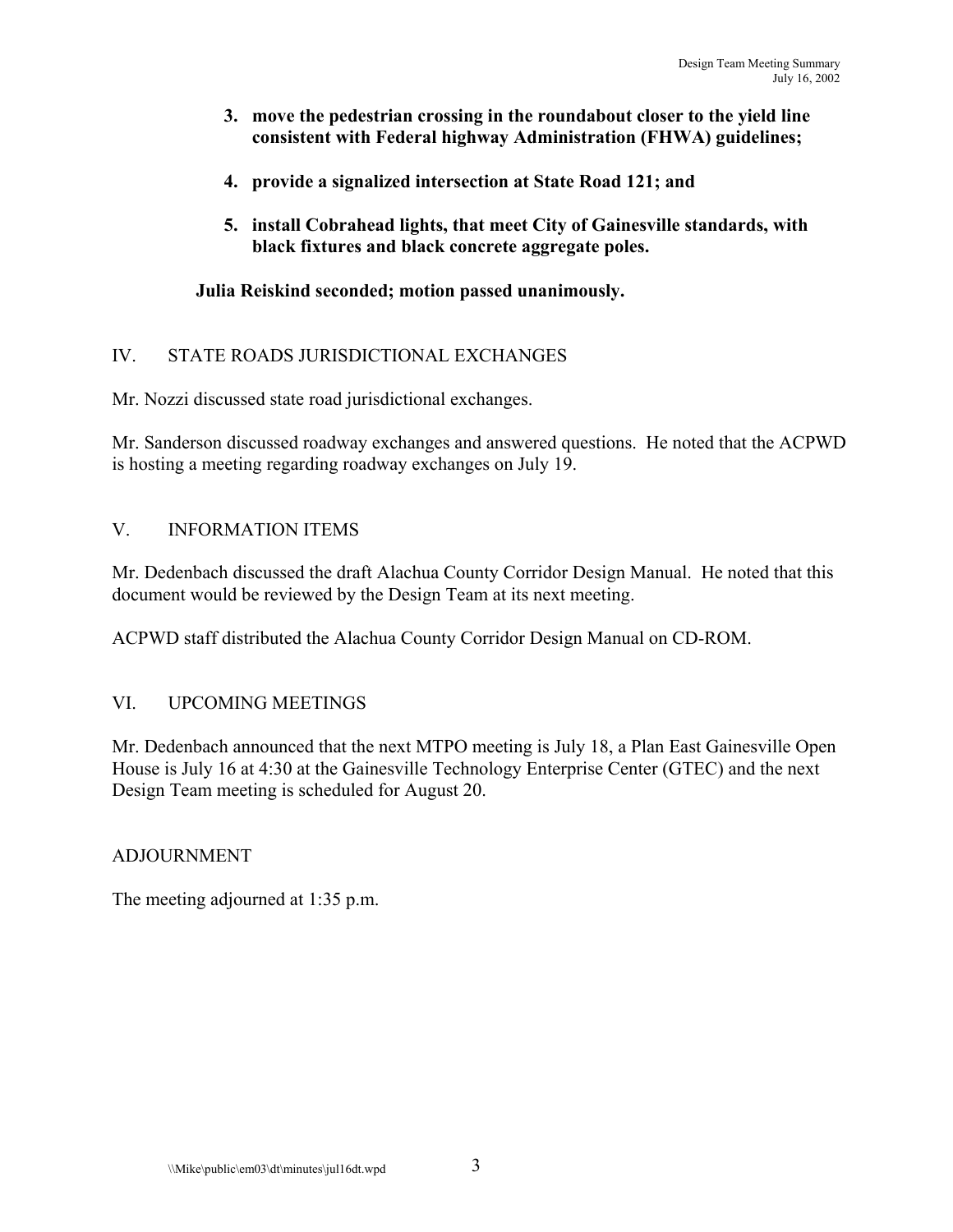3. **move the pedestrian crossing in the roundabout closer to the yield line consistent with Federal highway Administration (FHWA) guidelines;**

4. **provide a signalized intersection at State Road 121; and**

5. **install Cobrahead lights, that meet City of Gainesville standards, with black fixtures and black concrete aggregate poles.**

**Julia Reiskind seconded; motion passed unanimously.**

## IV. STATE ROADS JURISDICTIONAL EXCHANGES

Mr. Nozzi discussed state road jurisdictional exchanges.

Mr. Sanderson discussed roadway exchanges and answered questions. He noted that the ACPWD is hosting a meeting regarding roadway exchanges on July 19.

## V. INFORMATION ITEMS

Mr. Dedenbach discussed the draft Alachua County Corridor Design Manual. He noted that this document would be reviewed by the Design Team at its next meeting.

ACPWD staff distributed the Alachua County Corridor Design Manual on CD-ROM.

## VI. UPCOMING MEETINGS

Mr. Dedenbach announced that the next MTPO meeting is July 18, a Plan East Gainesville Open House is July 16 at 4:30 at the Gainesville Technology Enterprise Center (GTEC) and the next Design Team meeting is scheduled for August 20.

## ADJOURNMENT

The meeting adjourned at 1:35 p.m.

\\Mike\public\em03\dt\minutes\jul16dt.wpd